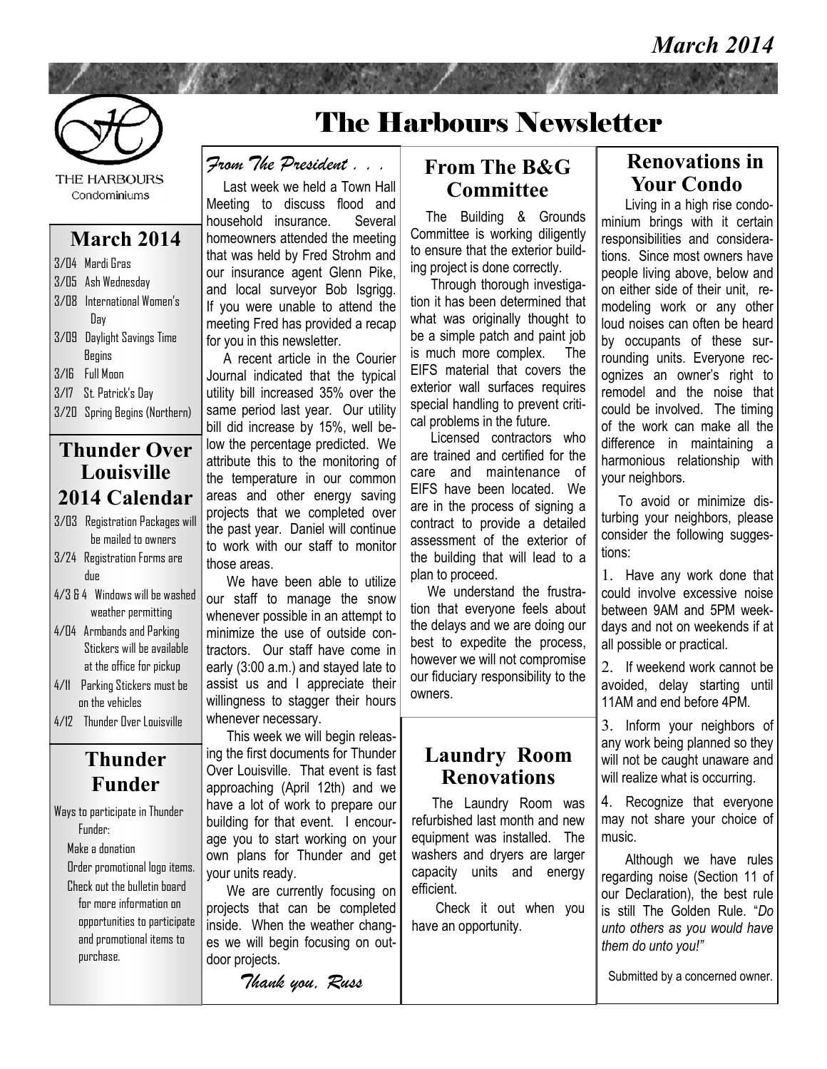# The Harbours Newsletter

March 2014

THE HARBOURS Condominiums

## March 2014

- 3/04 Mardi Gras
- 3/05 Ash Wednesday
- 3/08 International Women's Day
- 3/09 Daylight Savings Time Begins
- 3/16 Full Moon
- 3/17 St. Patrick's Day
- 3/20 Spring Begins (Northern)

## Thunder Over Louisville 2014 Calendar

- 3/03 Registration Packages will be mailed to owners
- 3/24 Registration Forms are due
- 4/3 & 4 Windows will be washed weather permitting
- 4/04 Armbands and Parking Stickers will be available at the office for pickup
- 4/11 Parking Stickers must be on the vehicles
- 4/12 Thunder Over Louisville

## Thunder Funder

Ways to participate in Thunder Funder:

- Make a donation
- Order promotional logo items.
- Check out the bulletin board for more information on opportunities to participate and promotional items to purchase.

## *From The President . . .*

Last week we held a Town Hall Meeting to discuss flood and household insurance. Several homeowners attended the meeting that was held by Fred Strohm and our insurance agent Glenn Pike, and local surveyor Bob Isgrigg. If you were unable to attend the meeting Fred has provided a recap for you in this newsletter.

A recent article in the Courier Journal indicated that the typical utility bill increased 35% over the same period last year. Our utility bill did increase by 15%, well below the percentage predicted. We attribute this to the monitoring of the temperature in our common areas and other energy saving projects that we completed over the past year. Daniel will continue to work with our staff to monitor those areas.

We have been able to utilize our staff to manage the snow whenever possible in an attempt to minimize the use of outside contractors. Our staff have come in early (3:00 a.m.) and stayed late to assist us and I appreciate their willingness to stagger their hours whenever necessary.

This week we will begin releasing the first documents for Thunder Over Louisville. That event is fast approaching (April 12th) and we have a lot of work to prepare our building for that event. I encourage you to start working on your own plans for Thunder and get your units ready.

We are currently focusing on projects that can be completed inside. When the weather changes we will begin focusing on outdoor projects.

*Thank you, Russ*

## From The B&G Committee

The Building & Grounds Committee is working diligently to ensure that the exterior building project is done correctly.

Through thorough investigation it has been determined that what was originally thought to be a simple patch and paint job is much more complex. The EIFS material that covers the exterior wall surfaces requires special handling to prevent critical problems in the future.

Licensed contractors who are trained and certified for the care and maintenance of EIFS have been located. We are in the process of signing a contract to provide a detailed assessment of the exterior of the building that will lead to a plan to proceed.

We understand the frustration that everyone feels about the delays and we are doing our best to expedite the process, however we will not compromise our fiduciary responsibility to the owners.

## Laundry Room Renovations

The Laundry Room was refurbished last month and new equipment was installed. The washers and dryers are larger capacity units and energy efficient.

Check it out when you have an opportunity.

## Renovations in Your Condo

Living in a high rise condominium brings with it certain responsibilities and considerations. Since most owners have people living above, below and on either side of their unit, remodeling work or any other loud noises can often be heard by occupants of these surrounding units. Everyone recognizes an owner's right to remodel and the noise that could be involved. The timing of the work can make all the difference in maintaining a harmonious relationship with your neighbors.

To avoid or minimize disturbing your neighbors, please consider the following suggestions:

1. Have any work done that could involve excessive noise between 9AM and 5PM weekdays and not on weekends if at all possible or practical.
2. If weekend work cannot be avoided, delay starting until 11AM and end before 4PM.
3. Inform your neighbors of any work being planned so they will not be caught unaware and will realize what is occurring.
4. Recognize that everyone may not share your choice of music.

Although we have rules regarding noise (Section 11 of our Declaration), the best rule is still The Golden Rule. "*Do unto others as you would have them do unto you!*"

Submitted by a concerned owner.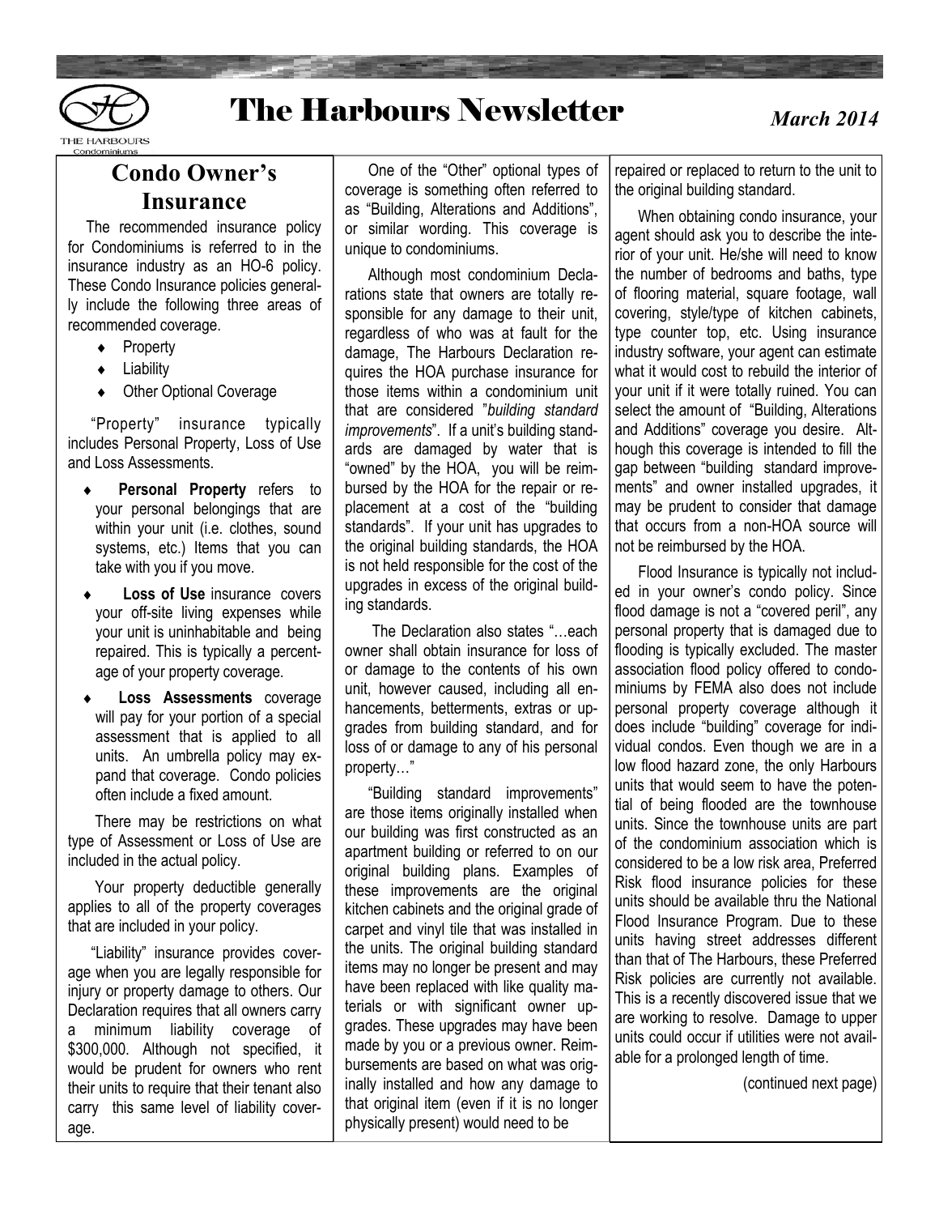# The Harbours Newsletter

*March 2014*

## Condo Owner's Insurance

The recommended insurance policy for Condominiums is referred to in the insurance industry as an HO-6 policy. These Condo Insurance policies generally include the following three areas of recommended coverage.

- Property
- Liability
- Other Optional Coverage

"Property" insurance typically includes Personal Property, Loss of Use and Loss Assessments.

- **Personal Property** refers to your personal belongings that are within your unit (i.e. clothes, sound systems, etc.) Items that you can take with you if you move.
- **Loss of Use** insurance covers your off-site living expenses while your unit is uninhabitable and being repaired. This is typically a percentage of your property coverage.
- **Loss Assessments** coverage will pay for your portion of a special assessment that is applied to all units. An umbrella policy may expand that coverage. Condo policies often include a fixed amount.

There may be restrictions on what type of Assessment or Loss of Use are included in the actual policy.

Your property deductible generally applies to all of the property coverages that are included in your policy.

"Liability" insurance provides coverage when you are legally responsible for injury or property damage to others. Our Declaration requires that all owners carry a minimum liability coverage of $300,000. Although not specified, it would be prudent for owners who rent their units to require that their tenant also carry this same level of liability coverage.

One of the "Other" optional types of coverage is something often referred to as "Building, Alterations and Additions", or similar wording. This coverage is unique to condominiums.

Although most condominium Declarations state that owners are totally responsible for any damage to their unit, regardless of who was at fault for the damage, The Harbours Declaration requires the HOA purchase insurance for those items within a condominium unit that are considered "*building standard improvements*". If a unit's building standards are damaged by water that is "owned" by the HOA, you will be reimbursed by the HOA for the repair or replacement at a cost of the "building standards". If your unit has upgrades to the original building standards, the HOA is not held responsible for the cost of the upgrades in excess of the original building standards.

The Declaration also states "…each owner shall obtain insurance for loss of or damage to the contents of his own unit, however caused, including all enhancements, betterments, extras or upgrades from building standard, and for loss of or damage to any of his personal property…"

"Building standard improvements" are those items originally installed when our building was first constructed as an apartment building or referred to on our original building plans. Examples of these improvements are the original kitchen cabinets and the original grade of carpet and vinyl tile that was installed in the units. The original building standard items may no longer be present and may have been replaced with like quality materials or with significant owner upgrades. These upgrades may have been made by you or a previous owner. Reimbursements are based on what was originally installed and how any damage to that original item (even if it is no longer physically present) would need to be repaired or replaced to return to the unit to the original building standard.

When obtaining condo insurance, your agent should ask you to describe the interior of your unit. He/she will need to know the number of bedrooms and baths, type of flooring material, square footage, wall covering, style/type of kitchen cabinets, type counter top, etc. Using insurance industry software, your agent can estimate what it would cost to rebuild the interior of your unit if it were totally ruined. You can select the amount of "Building, Alterations and Additions" coverage you desire. Although this coverage is intended to fill the gap between "building standard improvements" and owner installed upgrades, it may be prudent to consider that damage that occurs from a non-HOA source will not be reimbursed by the HOA.

Flood Insurance is typically not included in your owner's condo policy. Since flood damage is not a "covered peril", any personal property that is damaged due to flooding is typically excluded. The master association flood policy offered to condominiums by FEMA also does not include personal property coverage although it does include "building" coverage for individual condos. Even though we are in a low flood hazard zone, the only Harbours units that would seem to have the potential of being flooded are the townhouse units. Since the townhouse units are part of the condominium association which is considered to be a low risk area, Preferred Risk flood insurance policies for these units should be available thru the National Flood Insurance Program. Due to these units having street addresses different than that of The Harbours, these Preferred Risk policies are currently not available. This is a recently discovered issue that we are working to resolve. Damage to upper units could occur if utilities were not available for a prolonged length of time.

(continued next page)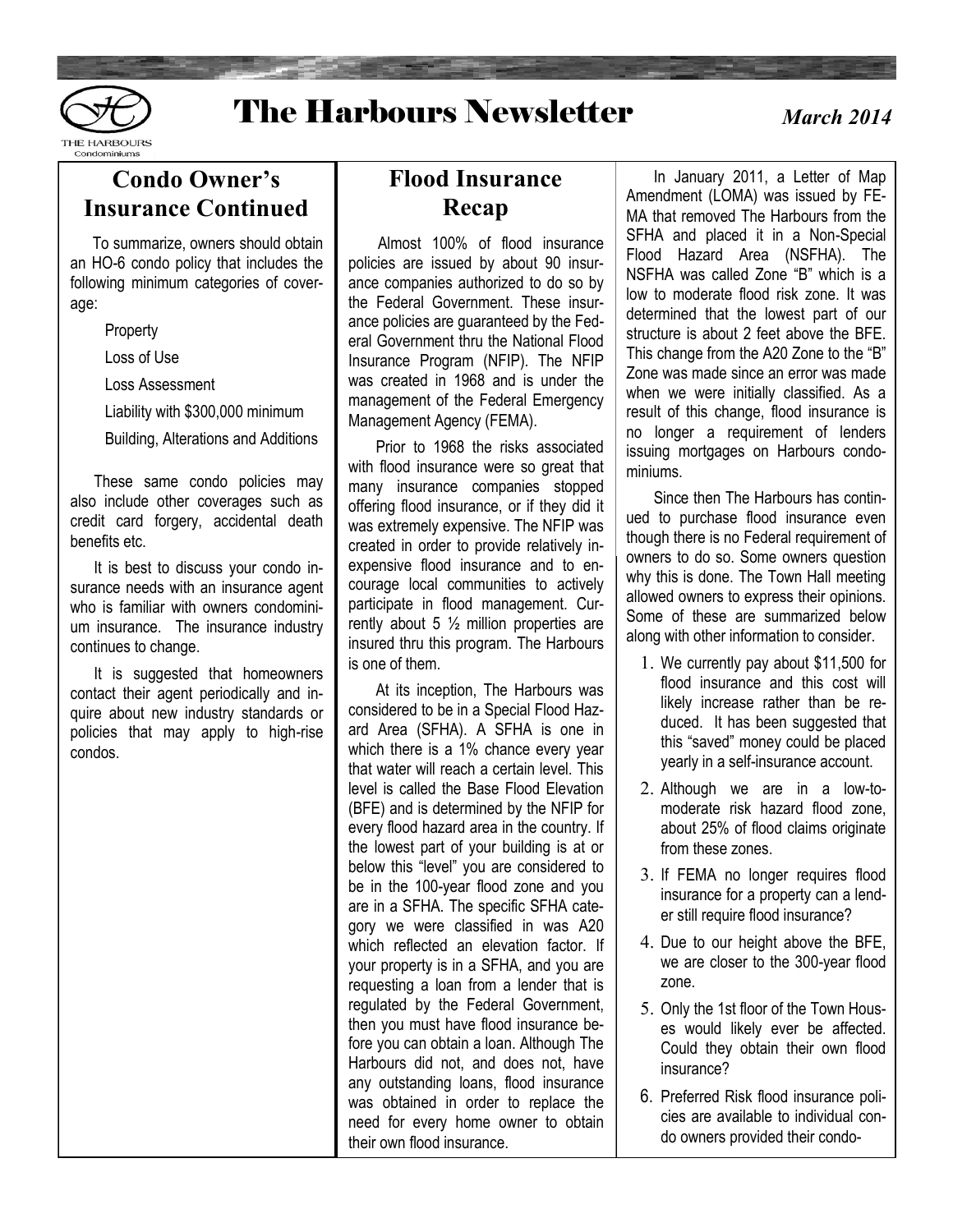# The Harbours Newsletter

*March 2014*

## Condo Owner's Insurance Continued

To summarize, owners should obtain an HO-6 condo policy that includes the following minimum categories of coverage:

- Property
- Loss of Use
- Loss Assessment
- Liability with $300,000 minimum
- Building, Alterations and Additions

These same condo policies may also include other coverages such as credit card forgery, accidental death benefits etc.

It is best to discuss your condo insurance needs with an insurance agent who is familiar with owners condominium insurance. The insurance industry continues to change.

It is suggested that homeowners contact their agent periodically and inquire about new industry standards or policies that may apply to high-rise condos.

## Flood Insurance Recap

Almost 100% of flood insurance policies are issued by about 90 insurance companies authorized to do so by the Federal Government. These insurance policies are guaranteed by the Federal Government thru the National Flood Insurance Program (NFIP). The NFIP was created in 1968 and is under the management of the Federal Emergency Management Agency (FEMA).

Prior to 1968 the risks associated with flood insurance were so great that many insurance companies stopped offering flood insurance, or if they did it was extremely expensive. The NFIP was created in order to provide relatively inexpensive flood insurance and to encourage local communities to actively participate in flood management. Currently about 5 ½ million properties are insured thru this program. The Harbours is one of them.

At its inception, The Harbours was considered to be in a Special Flood Hazard Area (SFHA). A SFHA is one in which there is a 1% chance every year that water will reach a certain level. This level is called the Base Flood Elevation (BFE) and is determined by the NFIP for every flood hazard area in the country. If the lowest part of your building is at or below this "level" you are considered to be in the 100-year flood zone and you are in a SFHA. The specific SFHA category we were classified in was A20 which reflected an elevation factor. If your property is in a SFHA, and you are requesting a loan from a lender that is regulated by the Federal Government, then you must have flood insurance before you can obtain a loan. Although The Harbours did not, and does not, have any outstanding loans, flood insurance was obtained in order to replace the need for every home owner to obtain their own flood insurance.

In January 2011, a Letter of Map Amendment (LOMA) was issued by FEMA that removed The Harbours from the SFHA and placed it in a Non-Special Flood Hazard Area (NSFHA). The NSFHA was called Zone "B" which is a low to moderate flood risk zone. It was determined that the lowest part of our structure is about 2 feet above the BFE. This change from the A20 Zone to the "B" Zone was made since an error was made when we were initially classified. As a result of this change, flood insurance is no longer a requirement of lenders issuing mortgages on Harbours condominiums.

Since then The Harbours has continued to purchase flood insurance even though there is no Federal requirement of owners to do so. Some owners question why this is done. The Town Hall meeting allowed owners to express their opinions. Some of these are summarized below along with other information to consider.

1. We currently pay about $11,500 for flood insurance and this cost will likely increase rather than be reduced. It has been suggested that this "saved" money could be placed yearly in a self-insurance account.
2. Although we are in a low-to-moderate risk hazard flood zone, about 25% of flood claims originate from these zones.
3. If FEMA no longer requires flood insurance for a property can a lender still require flood insurance?
4. Due to our height above the BFE, we are closer to the 300-year flood zone.
5. Only the 1st floor of the Town Houses would likely ever be affected. Could they obtain their own flood insurance?
6. Preferred Risk flood insurance policies are available to individual condo owners provided their condo-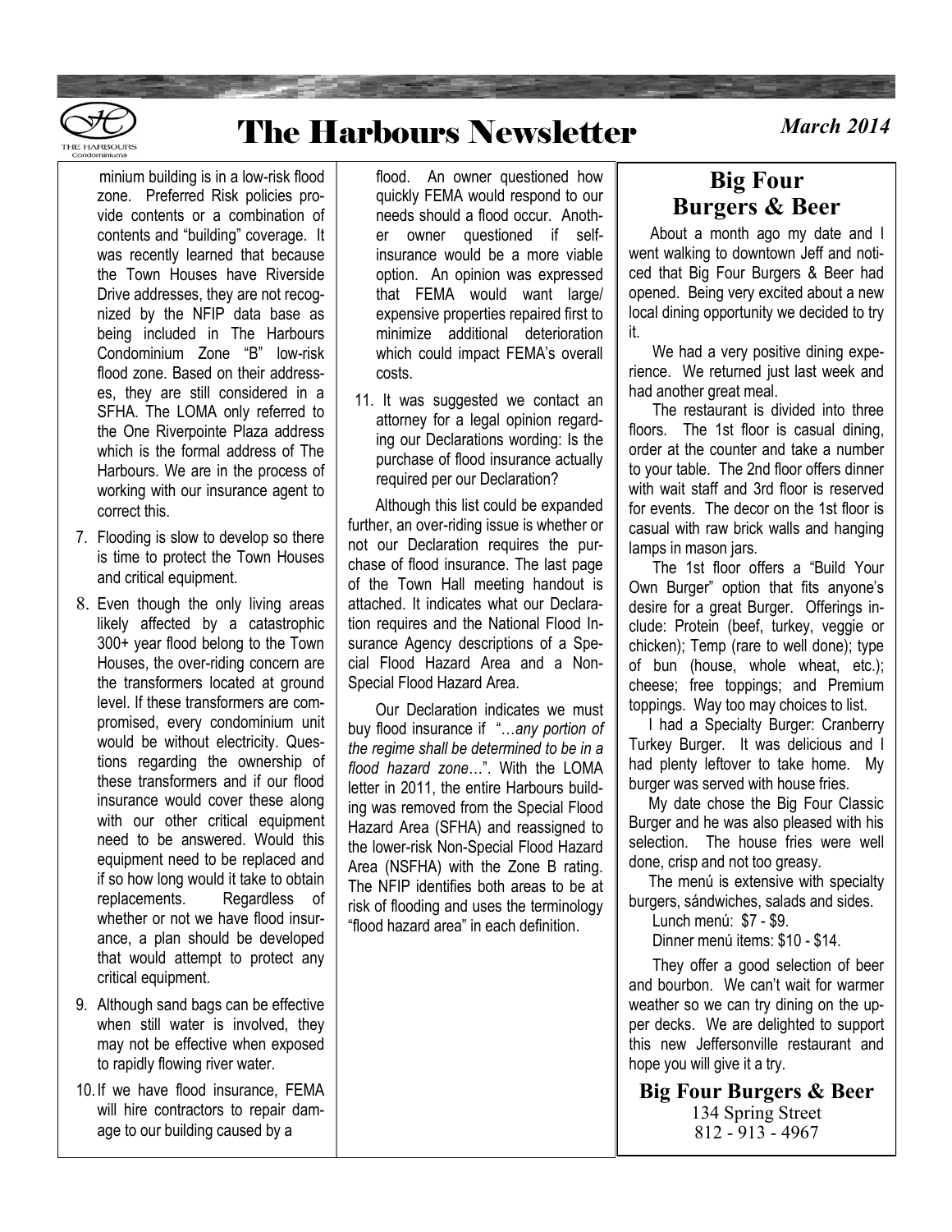# The Harbours Newsletter

*March 2014*

minium building is in a low-risk flood zone. Preferred Risk policies provide contents or a combination of contents and "building" coverage. It was recently learned that because the Town Houses have Riverside Drive addresses, they are not recognized by the NFIP data base as being included in The Harbours Condominium Zone "B" low-risk flood zone. Based on their addresses, they are still considered in a SFHA. The LOMA only referred to the One Riverpointe Plaza address which is the formal address of The Harbours. We are in the process of working with our insurance agent to correct this.

7. Flooding is slow to develop so there is time to protect the Town Houses and critical equipment.
8. Even though the only living areas likely affected by a catastrophic 300+ year flood belong to the Town Houses, the over-riding concern are the transformers located at ground level. If these transformers are compromised, every condominium unit would be without electricity. Questions regarding the ownership of these transformers and if our flood insurance would cover these along with our other critical equipment need to be answered. Would this equipment need to be replaced and if so how long would it take to obtain replacements. Regardless of whether or not we have flood insurance, a plan should be developed that would attempt to protect any critical equipment.
9. Although sand bags can be effective when still water is involved, they may not be effective when exposed to rapidly flowing river water.
10. If we have flood insurance, FEMA will hire contractors to repair damage to our building caused by a flood. An owner questioned how quickly FEMA would respond to our needs should a flood occur. Another owner questioned if self-insurance would be a more viable option. An opinion was expressed that FEMA would want large/expensive properties repaired first to minimize additional deterioration which could impact FEMA's overall costs.
11. It was suggested we contact an attorney for a legal opinion regarding our Declarations wording: Is the purchase of flood insurance actually required per our Declaration?

Although this list could be expanded further, an over-riding issue is whether or not our Declaration requires the purchase of flood insurance. The last page of the Town Hall meeting handout is attached. It indicates what our Declaration requires and the National Flood Insurance Agency descriptions of a Special Flood Hazard Area and a Non-Special Flood Hazard Area.

Our Declaration indicates we must buy flood insurance if "*…any portion of the regime shall be determined to be in a flood hazard zone*…". With the LOMA letter in 2011, the entire Harbours building was removed from the Special Flood Hazard Area (SFHA) and reassigned to the lower-risk Non-Special Flood Hazard Area (NSFHA) with the Zone B rating. The NFIP identifies both areas to be at risk of flooding and uses the terminology "flood hazard area" in each definition.

## Big Four Burgers & Beer

About a month ago my date and I went walking to downtown Jeff and noticed that Big Four Burgers & Beer had opened. Being very excited about a new local dining opportunity we decided to try it.

We had a very positive dining experience. We returned just last week and had another great meal.

The restaurant is divided into three floors. The 1st floor is casual dining, order at the counter and take a number to your table. The 2nd floor offers dinner with wait staff and 3rd floor is reserved for events. The decor on the 1st floor is casual with raw brick walls and hanging lamps in mason jars.

The 1st floor offers a "Build Your Own Burger" option that fits anyone's desire for a great Burger. Offerings include: Protein (beef, turkey, veggie or chicken); Temp (rare to well done); type of bun (house, whole wheat, etc.); cheese; free toppings; and Premium toppings. Way too may choices to list.

I had a Specialty Burger: Cranberry Turkey Burger. It was delicious and I had plenty leftover to take home. My burger was served with house fries.

My date chose the Big Four Classic Burger and he was also pleased with his selection. The house fries were well done, crisp and not too greasy.

The menú is extensive with specialty burgers, sándwiches, salads and sides.

Lunch menú: $7 - $9.
Dinner menú items: $10 - $14.

They offer a good selection of beer and bourbon. We can't wait for warmer weather so we can try dining on the upper decks. We are delighted to support this new Jeffersonville restaurant and hope you will give it a try.

**Big Four Burgers & Beer**
134 Spring Street
812 - 913 - 4967